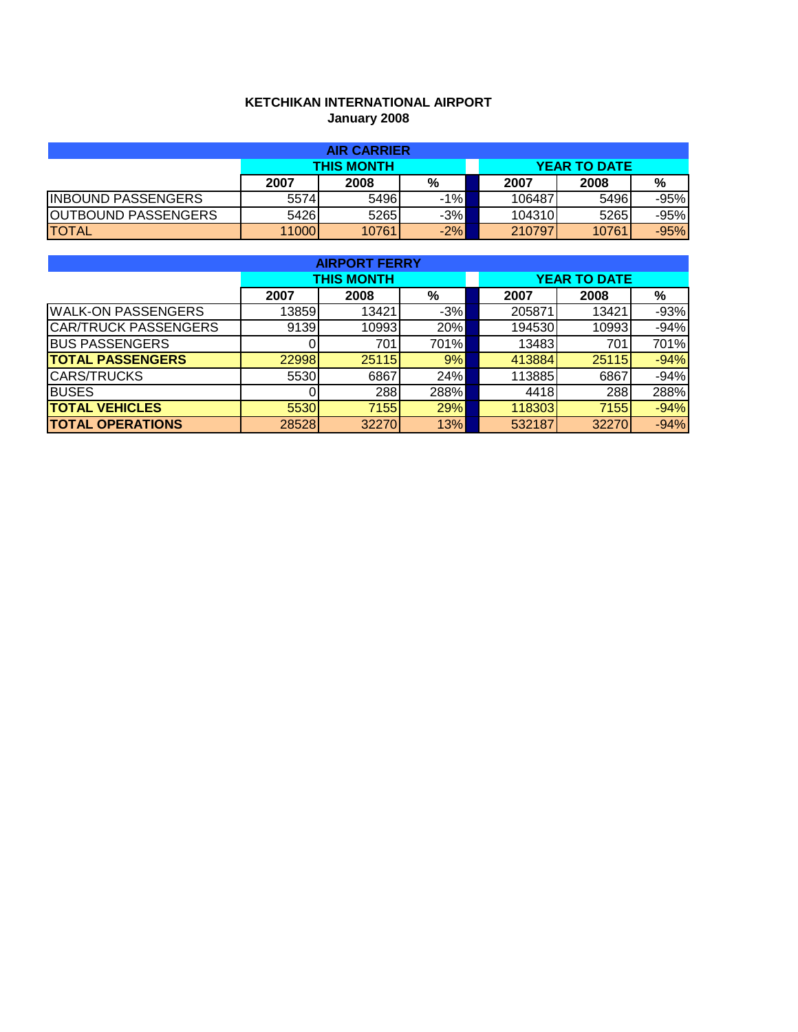**KETCHIKAN INTERNATIONAL AIRPORT**
**January 2008**

| AIR CARRIER | THIS MONTH | | | | YEAR TO DATE | | |
|---|---|---|---|---|---|---|---|
| | 2007 | 2008 | % | | 2007 | 2008 | % |
| INBOUND PASSENGERS | 5574 | 5496 | -1% | | 106487 | 5496 | -95% |
| OUTBOUND PASSENGERS | 5426 | 5265 | -3% | | 104310 | 5265 | -95% |
| TOTAL | 11000 | 10761 | -2% | | 210797 | 10761 | -95% |

| AIRPORT FERRY | THIS MONTH | | | | YEAR TO DATE | | |
|---|---|---|---|---|---|---|---|
| | 2007 | 2008 | % | | 2007 | 2008 | % |
| WALK-ON PASSENGERS | 13859 | 13421 | -3% | | 205871 | 13421 | -93% |
| CAR/TRUCK PASSENGERS | 9139 | 10993 | 20% | | 194530 | 10993 | -94% |
| BUS PASSENGERS | 0 | 701 | 701% | | 13483 | 701 | 701% |
| **TOTAL PASSENGERS** | 22998 | 25115 | 9% | | 413884 | 25115 | -94% |
| CARS/TRUCKS | 5530 | 6867 | 24% | | 113885 | 6867 | -94% |
| BUSES | 0 | 288 | 288% | | 4418 | 288 | 288% |
| **TOTAL VEHICLES** | 5530 | 7155 | 29% | | 118303 | 7155 | -94% |
| **TOTAL OPERATIONS** | 28528 | 32270 | 13% | | 532187 | 32270 | -94% |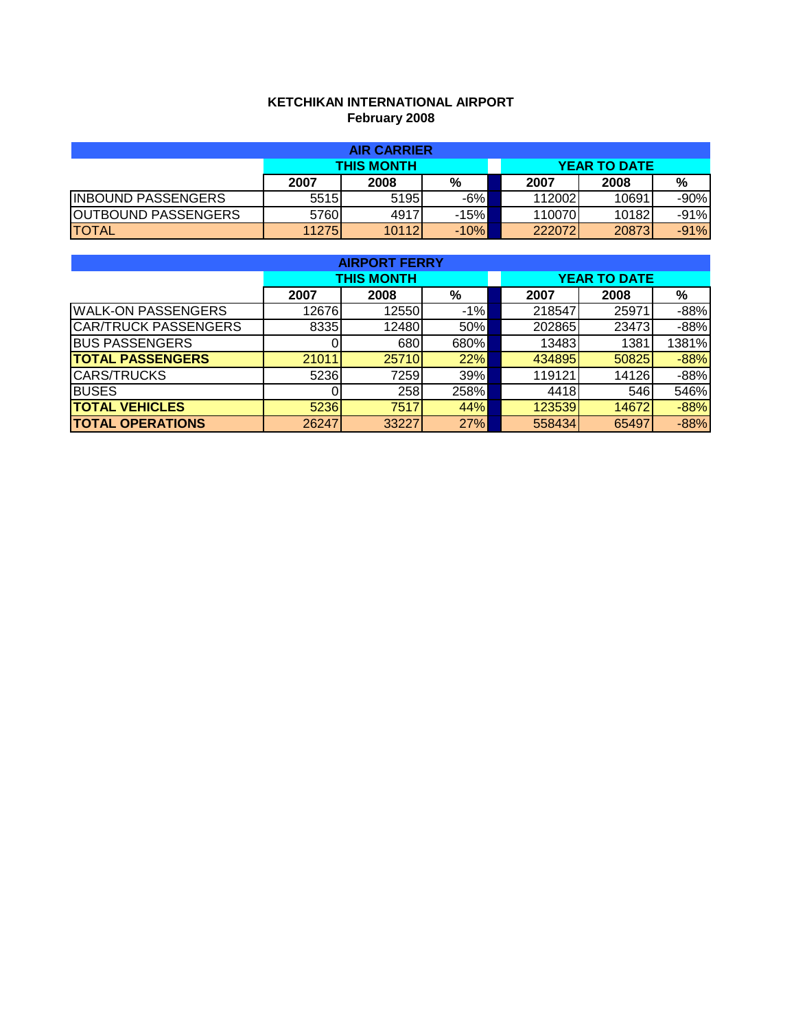**KETCHIKAN INTERNATIONAL AIRPORT**
**February 2008**

| AIR CARRIER | | | | | | |
|---|---|---|---|---|---|---|
| | THIS MONTH | | | YEAR TO DATE | | |
| | 2007 | 2008 | % | 2007 | 2008 | % |
| INBOUND PASSENGERS | 5515 | 5195 | -6% | 112002 | 10691 | -90% |
| OUTBOUND PASSENGERS | 5760 | 4917 | -15% | 110070 | 10182 | -91% |
| TOTAL | 11275 | 10112 | -10% | 222072 | 20873 | -91% |

| AIRPORT FERRY | | | | | | |
|---|---|---|---|---|---|---|
| | THIS MONTH | | | YEAR TO DATE | | |
| | 2007 | 2008 | % | 2007 | 2008 | % |
| WALK-ON PASSENGERS | 12676 | 12550 | -1% | 218547 | 25971 | -88% |
| CAR/TRUCK PASSENGERS | 8335 | 12480 | 50% | 202865 | 23473 | -88% |
| BUS PASSENGERS | 0 | 680 | 680% | 13483 | 1381 | 1381% |
| **TOTAL PASSENGERS** | 21011 | 25710 | 22% | 434895 | 50825 | -88% |
| CARS/TRUCKS | 5236 | 7259 | 39% | 119121 | 14126 | -88% |
| BUSES | 0 | 258 | 258% | 4418 | 546 | 546% |
| **TOTAL VEHICLES** | 5236 | 7517 | 44% | 123539 | 14672 | -88% |
| **TOTAL OPERATIONS** | 26247 | 33227 | 27% | 558434 | 65497 | -88% |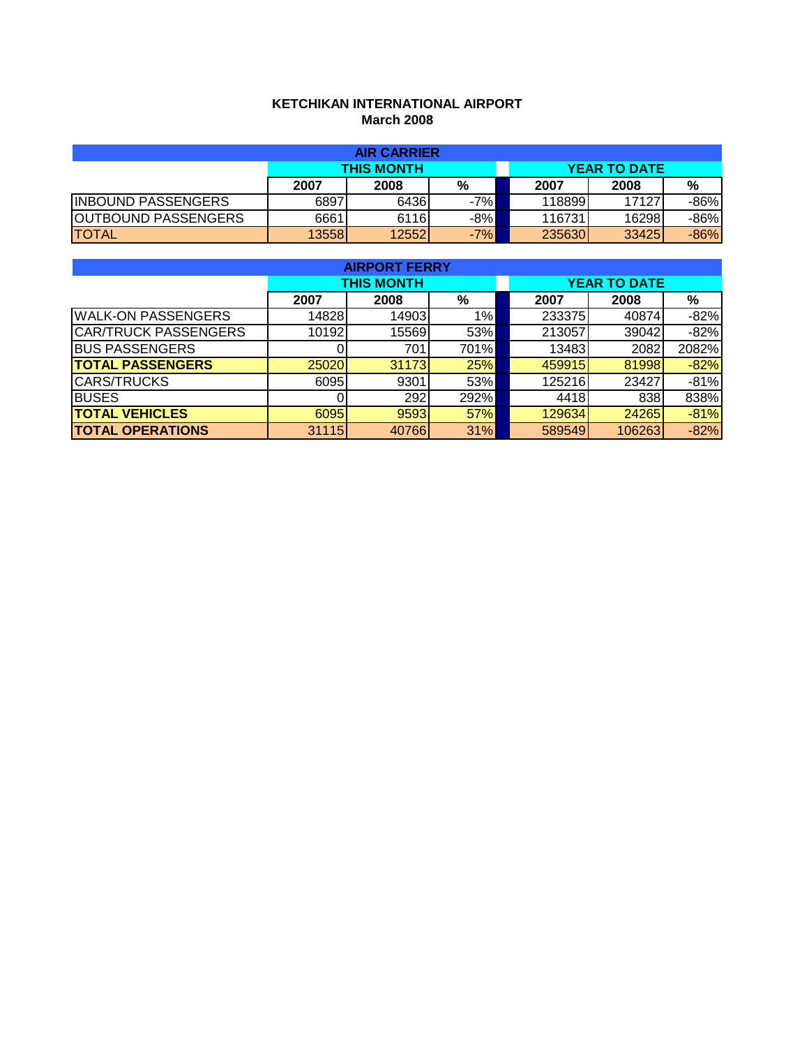**KETCHIKAN INTERNATIONAL AIRPORT**
**March 2008**

| AIR CARRIER | | | | | | |
|---|---|---|---|---|---|---|
| | THIS MONTH | | | YEAR TO DATE | | |
| | 2007 | 2008 | % | 2007 | 2008 | % |
| INBOUND PASSENGERS | 6897 | 6436 | -7% | 118899 | 17127 | -86% |
| OUTBOUND PASSENGERS | 6661 | 6116 | -8% | 116731 | 16298 | -86% |
| TOTAL | 13558 | 12552 | -7% | 235630 | 33425 | -86% |

| AIRPORT FERRY | | | | | | |
|---|---|---|---|---|---|---|
| | THIS MONTH | | | YEAR TO DATE | | |
| | 2007 | 2008 | % | 2007 | 2008 | % |
| WALK-ON PASSENGERS | 14828 | 14903 | 1% | 233375 | 40874 | -82% |
| CAR/TRUCK PASSENGERS | 10192 | 15569 | 53% | 213057 | 39042 | -82% |
| BUS PASSENGERS | 0 | 701 | 701% | 13483 | 2082 | 2082% |
| **TOTAL PASSENGERS** | 25020 | 31173 | 25% | 459915 | 81998 | -82% |
| CARS/TRUCKS | 6095 | 9301 | 53% | 125216 | 23427 | -81% |
| BUSES | 0 | 292 | 292% | 4418 | 838 | 838% |
| **TOTAL VEHICLES** | 6095 | 9593 | 57% | 129634 | 24265 | -81% |
| **TOTAL OPERATIONS** | 31115 | 40766 | 31% | 589549 | 106263 | -82% |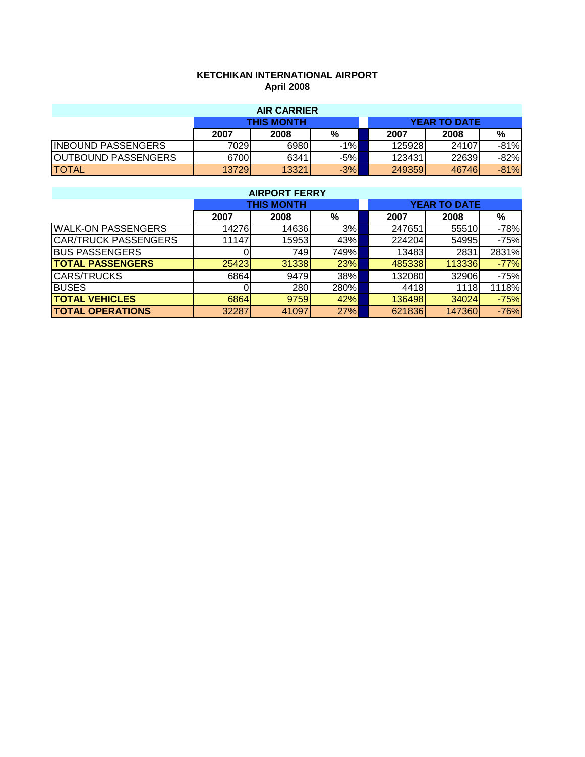**KETCHIKAN INTERNATIONAL AIRPORT**
**April 2008**

| AIR CARRIER | THIS MONTH | | | | YEAR TO DATE | | |
|---|---|---|---|---|---|---|---|
| | 2007 | 2008 | % | | 2007 | 2008 | % |
| INBOUND PASSENGERS | 7029 | 6980 | -1% | | 125928 | 24107 | -81% |
| OUTBOUND PASSENGERS | 6700 | 6341 | -5% | | 123431 | 22639 | -82% |
| TOTAL | 13729 | 13321 | -3% | | 249359 | 46746 | -81% |

| AIRPORT FERRY | THIS MONTH | | | | YEAR TO DATE | | |
|---|---|---|---|---|---|---|---|
| | 2007 | 2008 | % | | 2007 | 2008 | % |
| WALK-ON PASSENGERS | 14276 | 14636 | 3% | | 247651 | 55510 | -78% |
| CAR/TRUCK PASSENGERS | 11147 | 15953 | 43% | | 224204 | 54995 | -75% |
| BUS PASSENGERS | 0 | 749 | 749% | | 13483 | 2831 | 2831% |
| **TOTAL PASSENGERS** | 25423 | 31338 | 23% | | 485338 | 113336 | -77% |
| CARS/TRUCKS | 6864 | 9479 | 38% | | 132080 | 32906 | -75% |
| BUSES | 0 | 280 | 280% | | 4418 | 1118 | 1118% |
| **TOTAL VEHICLES** | 6864 | 9759 | 42% | | 136498 | 34024 | -75% |
| **TOTAL OPERATIONS** | 32287 | 41097 | 27% | | 621836 | 147360 | -76% |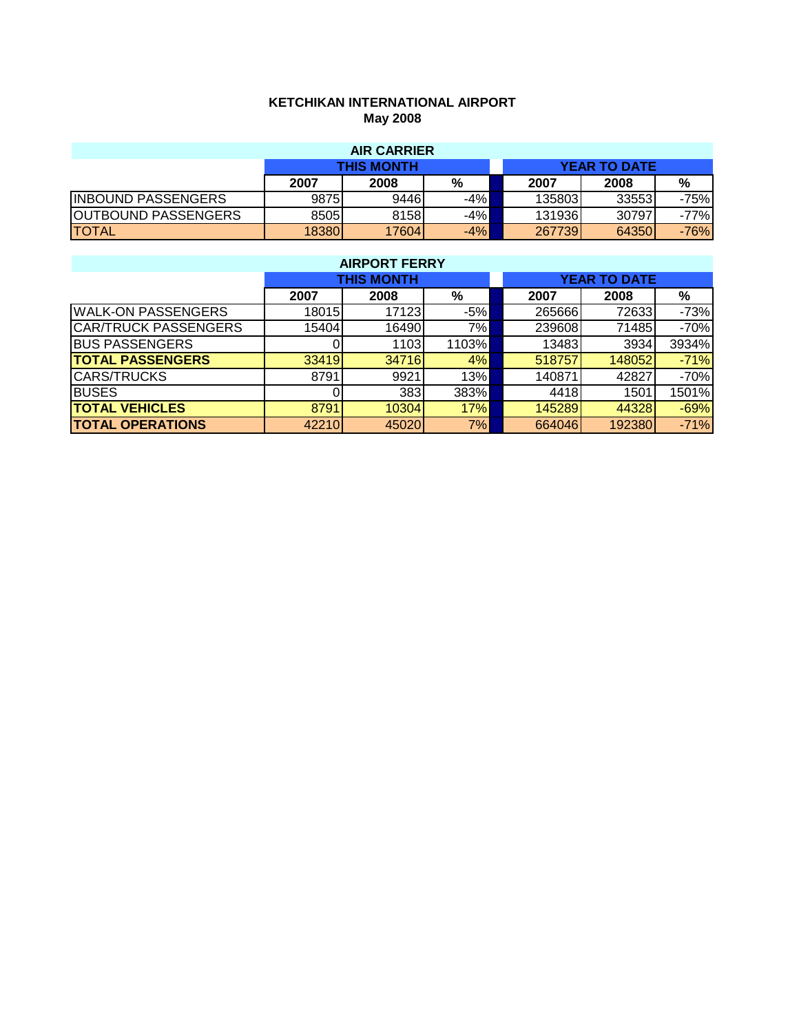**KETCHIKAN INTERNATIONAL AIRPORT**
**May 2008**

| AIR CARRIER | | | | | | |
|---|---|---|---|---|---|---|
| | THIS MONTH | | | YEAR TO DATE | | |
| | 2007 | 2008 | % | 2007 | 2008 | % |
| INBOUND PASSENGERS | 9875 | 9446 | -4% | 135803 | 33553 | -75% |
| OUTBOUND PASSENGERS | 8505 | 8158 | -4% | 131936 | 30797 | -77% |
| TOTAL | 18380 | 17604 | -4% | 267739 | 64350 | -76% |

| AIRPORT FERRY | | | | | | |
|---|---|---|---|---|---|---|
| | THIS MONTH | | | YEAR TO DATE | | |
| | 2007 | 2008 | % | 2007 | 2008 | % |
| WALK-ON PASSENGERS | 18015 | 17123 | -5% | 265666 | 72633 | -73% |
| CAR/TRUCK PASSENGERS | 15404 | 16490 | 7% | 239608 | 71485 | -70% |
| BUS PASSENGERS | 0 | 1103 | 1103% | 13483 | 3934 | 3934% |
| **TOTAL PASSENGERS** | 33419 | 34716 | 4% | 518757 | 148052 | -71% |
| CARS/TRUCKS | 8791 | 9921 | 13% | 140871 | 42827 | -70% |
| BUSES | 0 | 383 | 383% | 4418 | 1501 | 1501% |
| **TOTAL VEHICLES** | 8791 | 10304 | 17% | 145289 | 44328 | -69% |
| **TOTAL OPERATIONS** | 42210 | 45020 | 7% | 664046 | 192380 | -71% |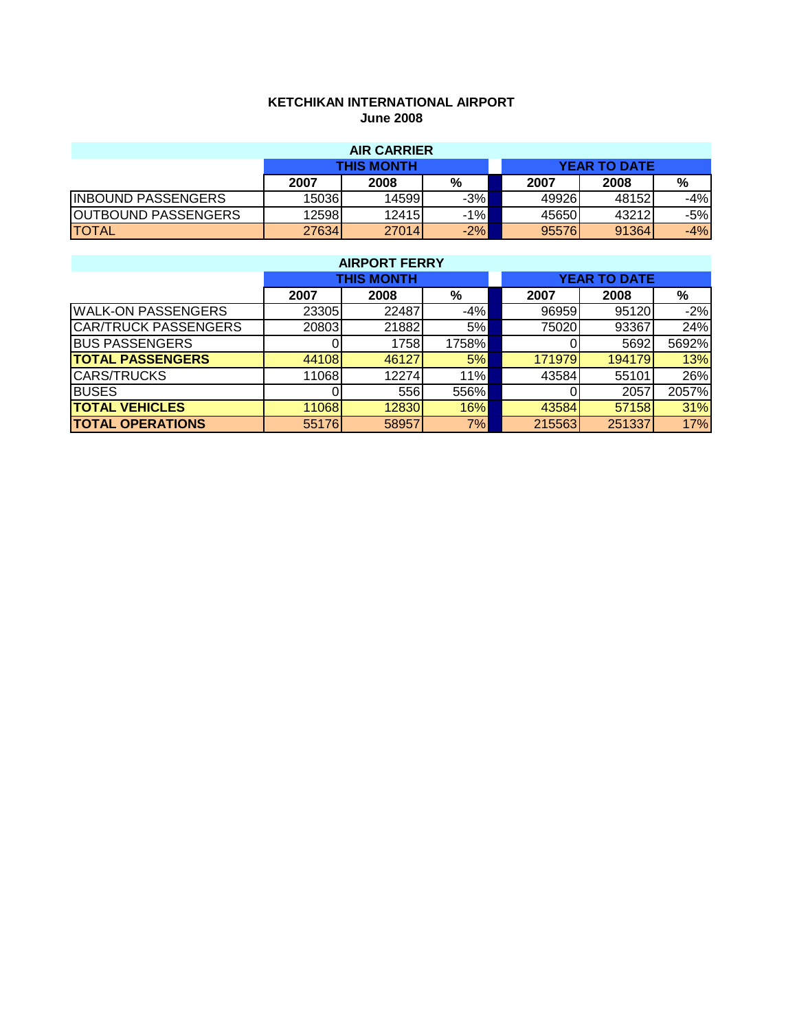## KETCHIKAN INTERNATIONAL AIRPORT
### June 2008

| AIR CARRIER | THIS MONTH | | | YEAR TO DATE | | |
|---|---|---|---|---|---|---|
| | 2007 | 2008 | % | 2007 | 2008 | % |
| INBOUND PASSENGERS | 15036 | 14599 | -3% | 49926 | 48152 | -4% |
| OUTBOUND PASSENGERS | 12598 | 12415 | -1% | 45650 | 43212 | -5% |
| TOTAL | 27634 | 27014 | -2% | 95576 | 91364 | -4% |

| AIRPORT FERRY | THIS MONTH | | | YEAR TO DATE | | |
|---|---|---|---|---|---|---|
| | 2007 | 2008 | % | 2007 | 2008 | % |
| WALK-ON PASSENGERS | 23305 | 22487 | -4% | 96959 | 95120 | -2% |
| CAR/TRUCK PASSENGERS | 20803 | 21882 | 5% | 75020 | 93367 | 24% |
| BUS PASSENGERS | 0 | 1758 | 1758% | 0 | 5692 | 5692% |
| **TOTAL PASSENGERS** | 44108 | 46127 | 5% | 171979 | 194179 | 13% |
| CARS/TRUCKS | 11068 | 12274 | 11% | 43584 | 55101 | 26% |
| BUSES | 0 | 556 | 556% | 0 | 2057 | 2057% |
| **TOTAL VEHICLES** | 11068 | 12830 | 16% | 43584 | 57158 | 31% |
| **TOTAL OPERATIONS** | 55176 | 58957 | 7% | 215563 | 251337 | 17% |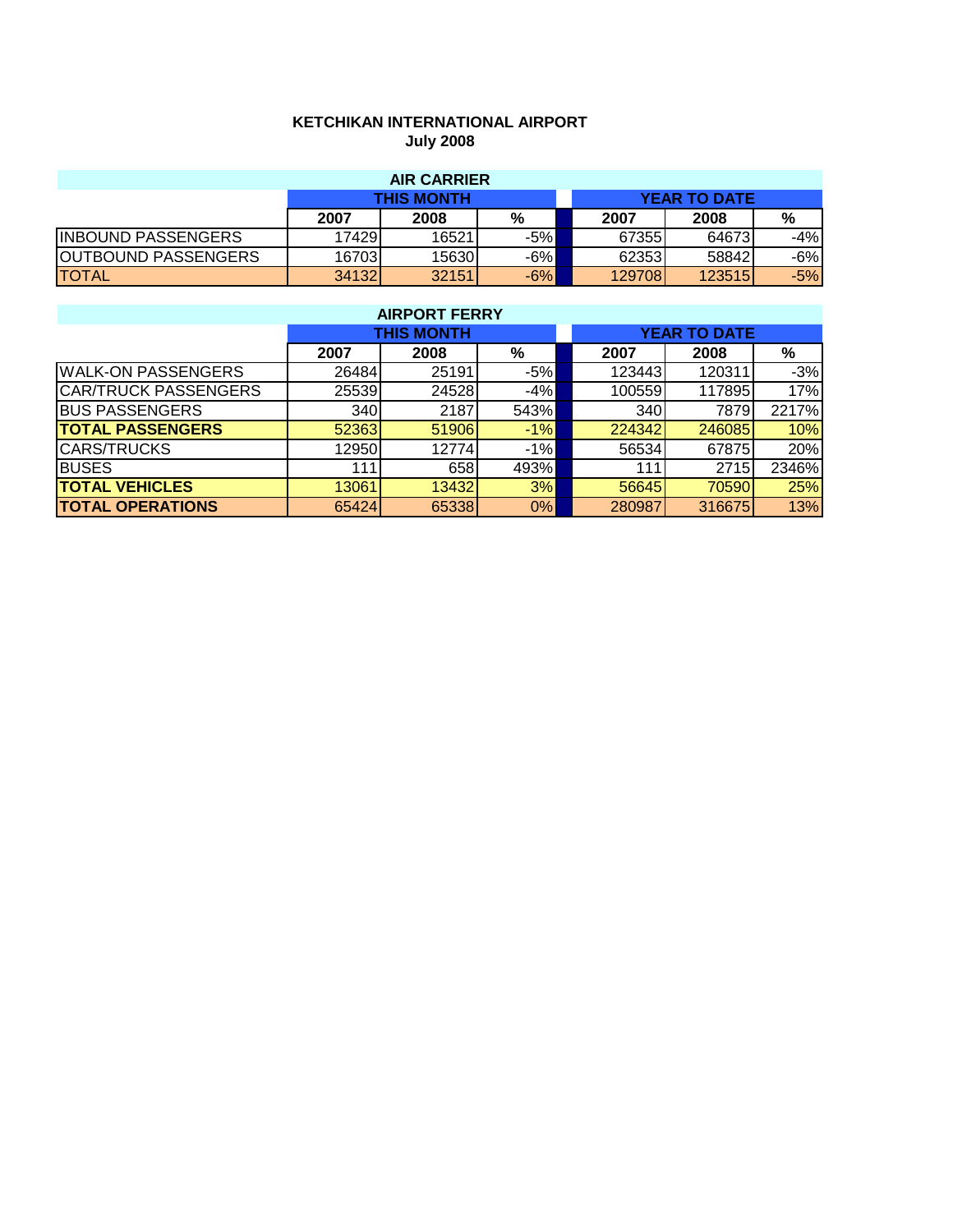**KETCHIKAN INTERNATIONAL AIRPORT**
**July 2008**

| AIR CARRIER | | | | | | | |
|---|---|---|---|---|---|---|---|
| | THIS MONTH | | | | YEAR TO DATE | | |
| | 2007 | 2008 | % | | 2007 | 2008 | % |
| INBOUND PASSENGERS | 17429 | 16521 | -5% | | 67355 | 64673 | -4% |
| OUTBOUND PASSENGERS | 16703 | 15630 | -6% | | 62353 | 58842 | -6% |
| TOTAL | 34132 | 32151 | -6% | | 129708 | 123515 | -5% |

| AIRPORT FERRY | | | | | | | |
|---|---|---|---|---|---|---|---|
| | THIS MONTH | | | | YEAR TO DATE | | |
| | 2007 | 2008 | % | | 2007 | 2008 | % |
| WALK-ON PASSENGERS | 26484 | 25191 | -5% | | 123443 | 120311 | -3% |
| CAR/TRUCK PASSENGERS | 25539 | 24528 | -4% | | 100559 | 117895 | 17% |
| BUS PASSENGERS | 340 | 2187 | 543% | | 340 | 7879 | 2217% |
| **TOTAL PASSENGERS** | 52363 | 51906 | -1% | | 224342 | 246085 | 10% |
| CARS/TRUCKS | 12950 | 12774 | -1% | | 56534 | 67875 | 20% |
| BUSES | 111 | 658 | 493% | | 111 | 2715 | 2346% |
| **TOTAL VEHICLES** | 13061 | 13432 | 3% | | 56645 | 70590 | 25% |
| **TOTAL OPERATIONS** | 65424 | 65338 | 0% | | 280987 | 316675 | 13% |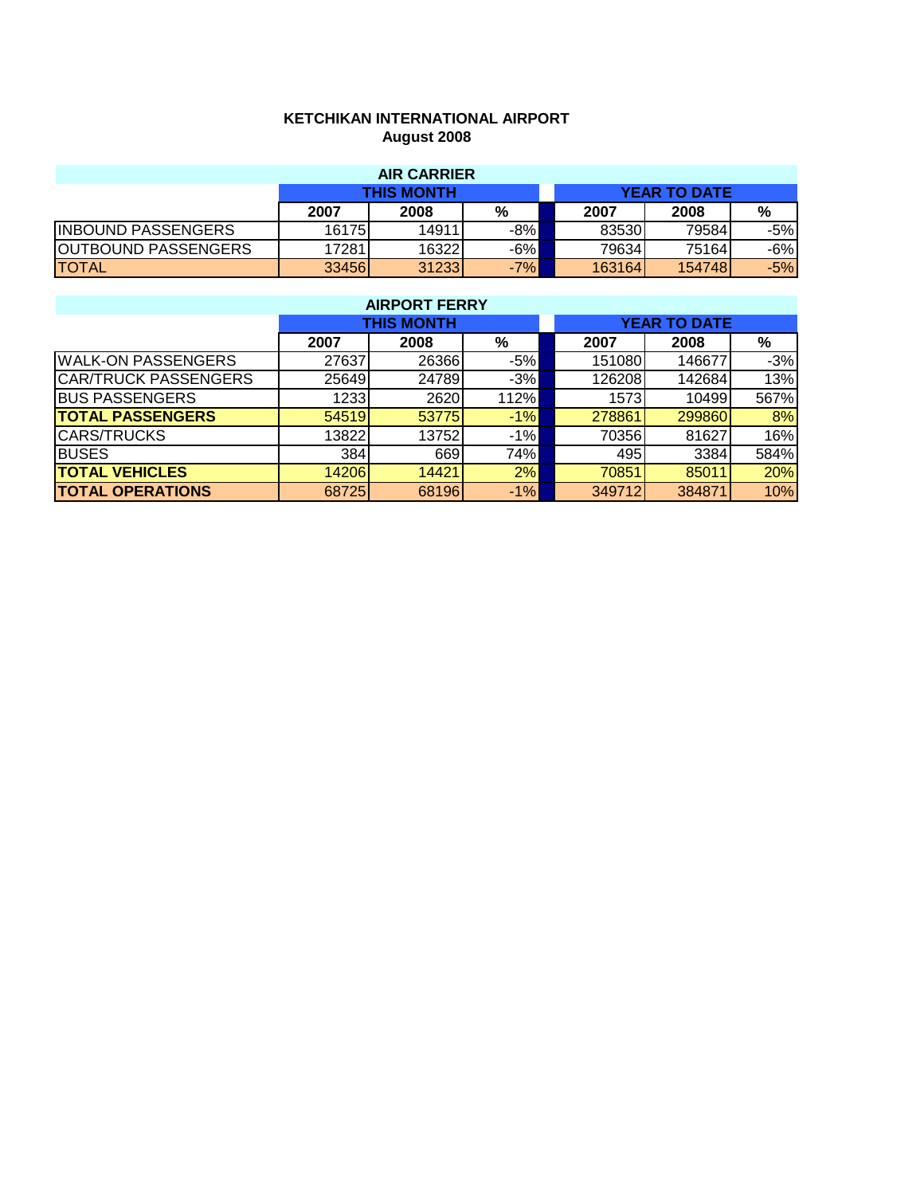**KETCHIKAN INTERNATIONAL AIRPORT**
**August 2008**

**AIR CARRIER**

| | THIS MONTH | | | | YEAR TO DATE | | |
|---|---|---|---|---|---|---|---|
| | 2007 | 2008 | % | | 2007 | 2008 | % |
| INBOUND PASSENGERS | 16175 | 14911 | -8% | | 83530 | 79584 | -5% |
| OUTBOUND PASSENGERS | 17281 | 16322 | -6% | | 79634 | 75164 | -6% |
| TOTAL | 33456 | 31233 | -7% | | 163164 | 154748 | -5% |

**AIRPORT FERRY**

| | THIS MONTH | | | | YEAR TO DATE | | |
|---|---|---|---|---|---|---|---|
| | 2007 | 2008 | % | | 2007 | 2008 | % |
| WALK-ON PASSENGERS | 27637 | 26366 | -5% | | 151080 | 146677 | -3% |
| CAR/TRUCK PASSENGERS | 25649 | 24789 | -3% | | 126208 | 142684 | 13% |
| BUS PASSENGERS | 1233 | 2620 | 112% | | 1573 | 10499 | 567% |
| **TOTAL PASSENGERS** | 54519 | 53775 | -1% | | 278861 | 299860 | 8% |
| CARS/TRUCKS | 13822 | 13752 | -1% | | 70356 | 81627 | 16% |
| BUSES | 384 | 669 | 74% | | 495 | 3384 | 584% |
| **TOTAL VEHICLES** | 14206 | 14421 | 2% | | 70851 | 85011 | 20% |
| **TOTAL OPERATIONS** | 68725 | 68196 | -1% | | 349712 | 384871 | 10% |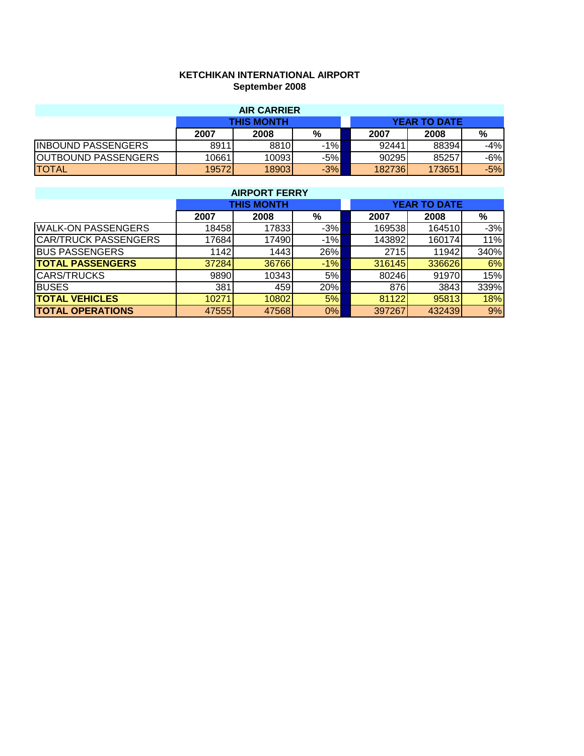**KETCHIKAN INTERNATIONAL AIRPORT**
**September 2008**

| AIR CARRIER | THIS MONTH | | | | YEAR TO DATE | | |
|---|---|---|---|---|---|---|---|
| | 2007 | 2008 | % | | 2007 | 2008 | % |
| INBOUND PASSENGERS | 8911 | 8810 | -1% | | 92441 | 88394 | -4% |
| OUTBOUND PASSENGERS | 10661 | 10093 | -5% | | 90295 | 85257 | -6% |
| TOTAL | 19572 | 18903 | -3% | | 182736 | 173651 | -5% |

| AIRPORT FERRY | THIS MONTH | | | | YEAR TO DATE | | |
|---|---|---|---|---|---|---|---|
| | 2007 | 2008 | % | | 2007 | 2008 | % |
| WALK-ON PASSENGERS | 18458 | 17833 | -3% | | 169538 | 164510 | -3% |
| CAR/TRUCK PASSENGERS | 17684 | 17490 | -1% | | 143892 | 160174 | 11% |
| BUS PASSENGERS | 1142 | 1443 | 26% | | 2715 | 11942 | 340% |
| **TOTAL PASSENGERS** | 37284 | 36766 | -1% | | 316145 | 336626 | 6% |
| CARS/TRUCKS | 9890 | 10343 | 5% | | 80246 | 91970 | 15% |
| BUSES | 381 | 459 | 20% | | 876 | 3843 | 339% |
| **TOTAL VEHICLES** | 10271 | 10802 | 5% | | 81122 | 95813 | 18% |
| **TOTAL OPERATIONS** | 47555 | 47568 | 0% | | 397267 | 432439 | 9% |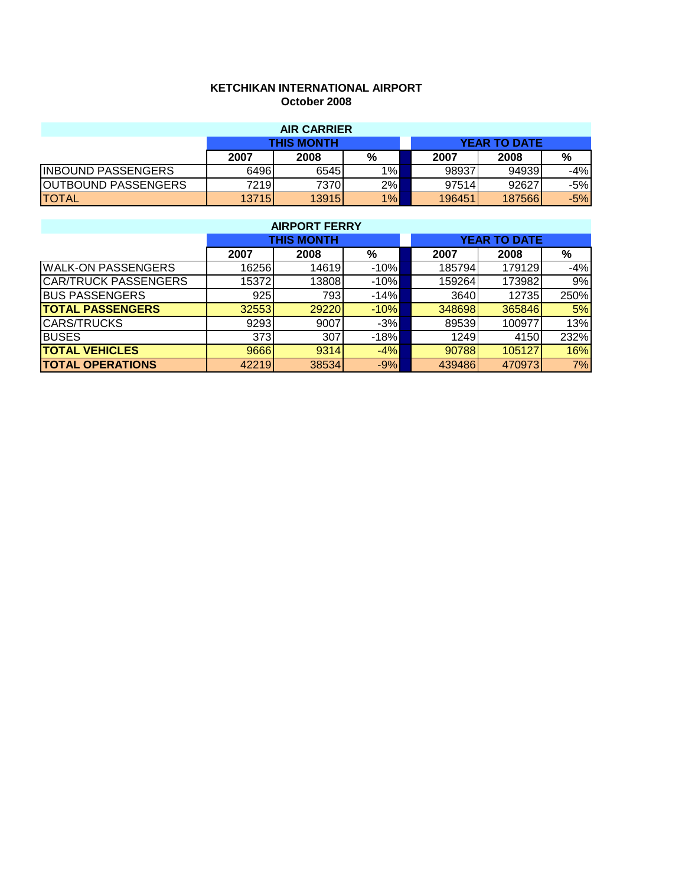**KETCHIKAN INTERNATIONAL AIRPORT**
**October 2008**

| AIR CARRIER | | | | | | | |
|---|---|---|---|---|---|---|---|
| | THIS MONTH | | | | YEAR TO DATE | | |
| | 2007 | 2008 | % | | 2007 | 2008 | % |
| INBOUND PASSENGERS | 6496 | 6545 | 1% | | 98937 | 94939 | -4% |
| OUTBOUND PASSENGERS | 7219 | 7370 | 2% | | 97514 | 92627 | -5% |
| TOTAL | 13715 | 13915 | 1% | | 196451 | 187566 | -5% |

| AIRPORT FERRY | | | | | | | |
|---|---|---|---|---|---|---|---|
| | THIS MONTH | | | | YEAR TO DATE | | |
| | 2007 | 2008 | % | | 2007 | 2008 | % |
| WALK-ON PASSENGERS | 16256 | 14619 | -10% | | 185794 | 179129 | -4% |
| CAR/TRUCK PASSENGERS | 15372 | 13808 | -10% | | 159264 | 173982 | 9% |
| BUS PASSENGERS | 925 | 793 | -14% | | 3640 | 12735 | 250% |
| **TOTAL PASSENGERS** | 32553 | 29220 | -10% | | 348698 | 365846 | 5% |
| CARS/TRUCKS | 9293 | 9007 | -3% | | 89539 | 100977 | 13% |
| BUSES | 373 | 307 | -18% | | 1249 | 4150 | 232% |
| **TOTAL VEHICLES** | 9666 | 9314 | -4% | | 90788 | 105127 | 16% |
| **TOTAL OPERATIONS** | 42219 | 38534 | -9% | | 439486 | 470973 | 7% |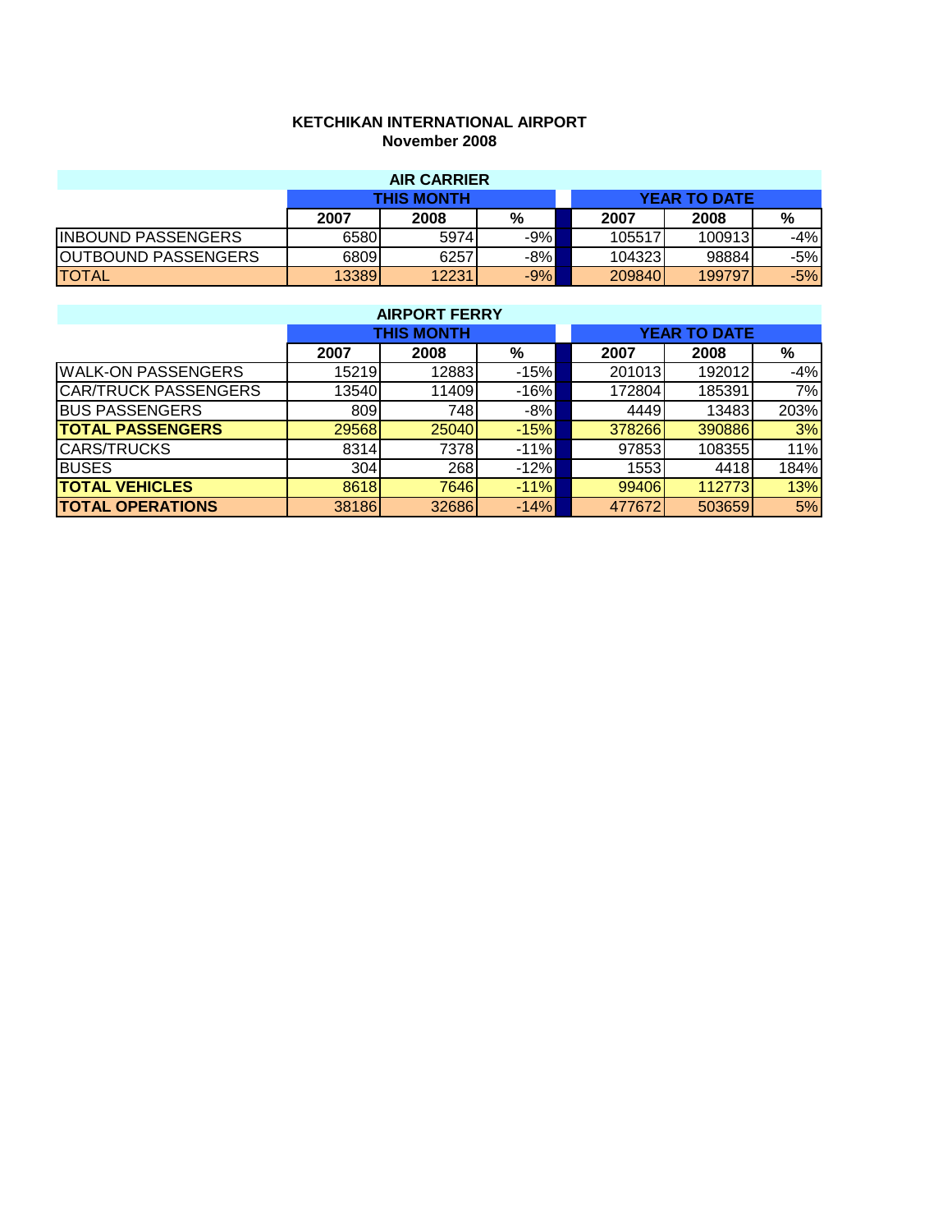**KETCHIKAN INTERNATIONAL AIRPORT**
**November 2008**

| AIR CARRIER | | | | | | | |
|---|---|---|---|---|---|---|---|
| | THIS MONTH | | | | YEAR TO DATE | | |
| | 2007 | 2008 | % | | 2007 | 2008 | % |
| INBOUND PASSENGERS | 6580 | 5974 | -9% | | 105517 | 100913 | -4% |
| OUTBOUND PASSENGERS | 6809 | 6257 | -8% | | 104323 | 98884 | -5% |
| TOTAL | 13389 | 12231 | -9% | | 209840 | 199797 | -5% |

| AIRPORT FERRY | | | | | | | |
|---|---|---|---|---|---|---|---|
| | THIS MONTH | | | | YEAR TO DATE | | |
| | 2007 | 2008 | % | | 2007 | 2008 | % |
| WALK-ON PASSENGERS | 15219 | 12883 | -15% | | 201013 | 192012 | -4% |
| CAR/TRUCK PASSENGERS | 13540 | 11409 | -16% | | 172804 | 185391 | 7% |
| BUS PASSENGERS | 809 | 748 | -8% | | 4449 | 13483 | 203% |
| **TOTAL PASSENGERS** | 29568 | 25040 | -15% | | 378266 | 390886 | 3% |
| CARS/TRUCKS | 8314 | 7378 | -11% | | 97853 | 108355 | 11% |
| BUSES | 304 | 268 | -12% | | 1553 | 4418 | 184% |
| **TOTAL VEHICLES** | 8618 | 7646 | -11% | | 99406 | 112773 | 13% |
| **TOTAL OPERATIONS** | 38186 | 32686 | -14% | | 477672 | 503659 | 5% |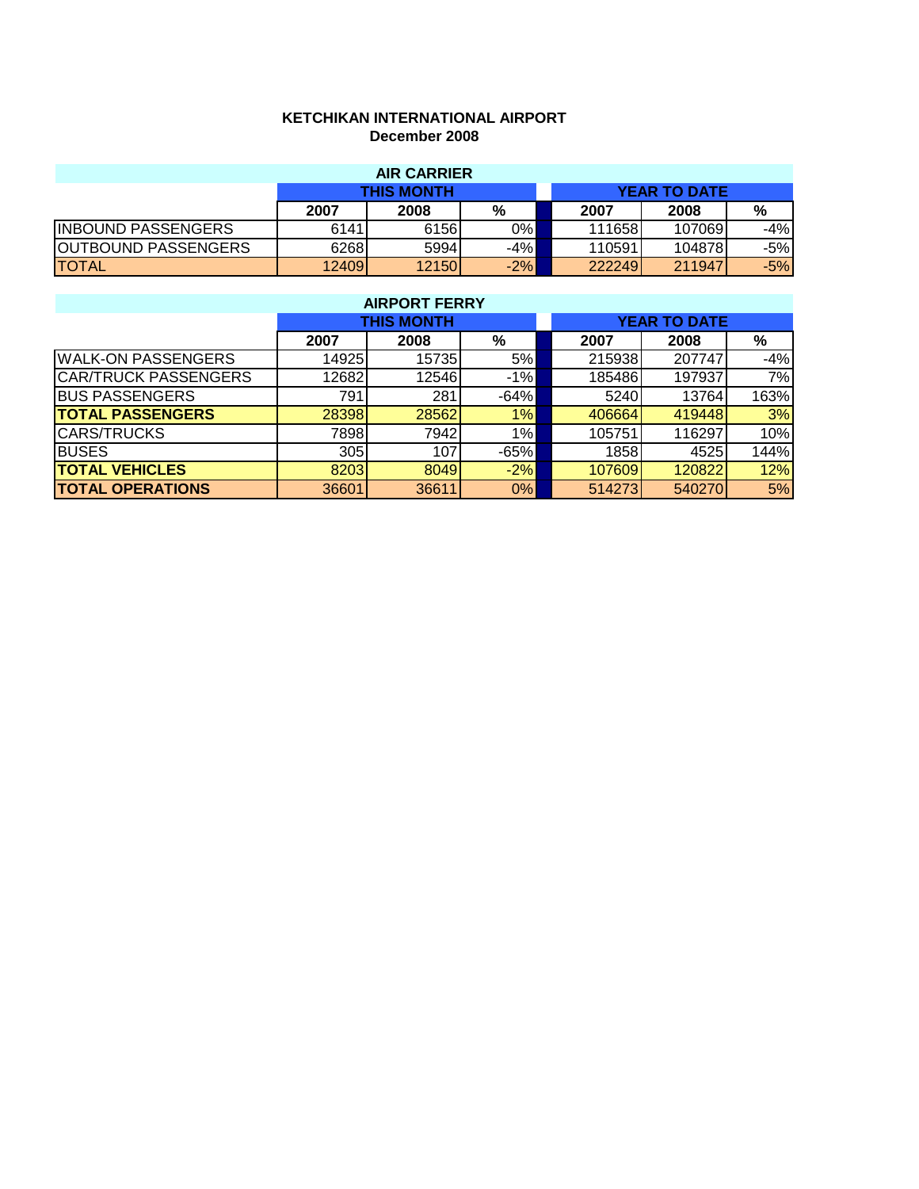**KETCHIKAN INTERNATIONAL AIRPORT**
**December 2008**

**AIR CARRIER**

| | THIS MONTH | | | YEAR TO DATE | | |
|---|---|---|---|---|---|---|
| | 2007 | 2008 | % | 2007 | 2008 | % |
| INBOUND PASSENGERS | 6141 | 6156 | 0% | 111658 | 107069 | -4% |
| OUTBOUND PASSENGERS | 6268 | 5994 | -4% | 110591 | 104878 | -5% |
| TOTAL | 12409 | 12150 | -2% | 222249 | 211947 | -5% |

**AIRPORT FERRY**

| | THIS MONTH | | | YEAR TO DATE | | |
|---|---|---|---|---|---|---|
| | 2007 | 2008 | % | 2007 | 2008 | % |
| WALK-ON PASSENGERS | 14925 | 15735 | 5% | 215938 | 207747 | -4% |
| CAR/TRUCK PASSENGERS | 12682 | 12546 | -1% | 185486 | 197937 | 7% |
| BUS PASSENGERS | 791 | 281 | -64% | 5240 | 13764 | 163% |
| **TOTAL PASSENGERS** | 28398 | 28562 | 1% | 406664 | 419448 | 3% |
| CARS/TRUCKS | 7898 | 7942 | 1% | 105751 | 116297 | 10% |
| BUSES | 305 | 107 | -65% | 1858 | 4525 | 144% |
| **TOTAL VEHICLES** | 8203 | 8049 | -2% | 107609 | 120822 | 12% |
| **TOTAL OPERATIONS** | 36601 | 36611 | 0% | 514273 | 540270 | 5% |